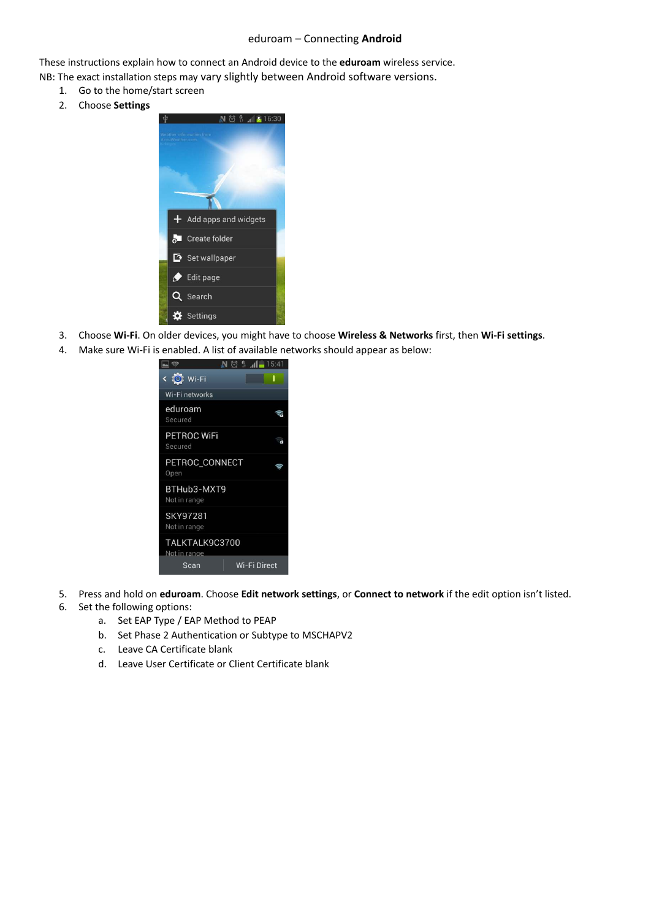# eduroam – Connecting **Android**

These instructions explain how to connect an Android device to the **eduroam** wireless service.

NB: The exact installation steps may vary slightly between Android software versions.

1. Go to the home/start screen
2. Choose **Settings**
3. Choose **Wi-Fi**. On older devices, you might have to choose **Wireless & Networks** first, then **Wi-Fi settings**.
4. Make sure Wi-Fi is enabled. A list of available networks should appear as below:
5. Press and hold on **eduroam**. Choose **Edit network settings**, or **Connect to network** if the edit option isn't listed.
6. Set the following options:
    a. Set EAP Type / EAP Method to PEAP
    b. Set Phase 2 Authentication or Subtype to MSCHAPV2
    c. Leave CA Certificate blank
    d. Leave User Certificate or Client Certificate blank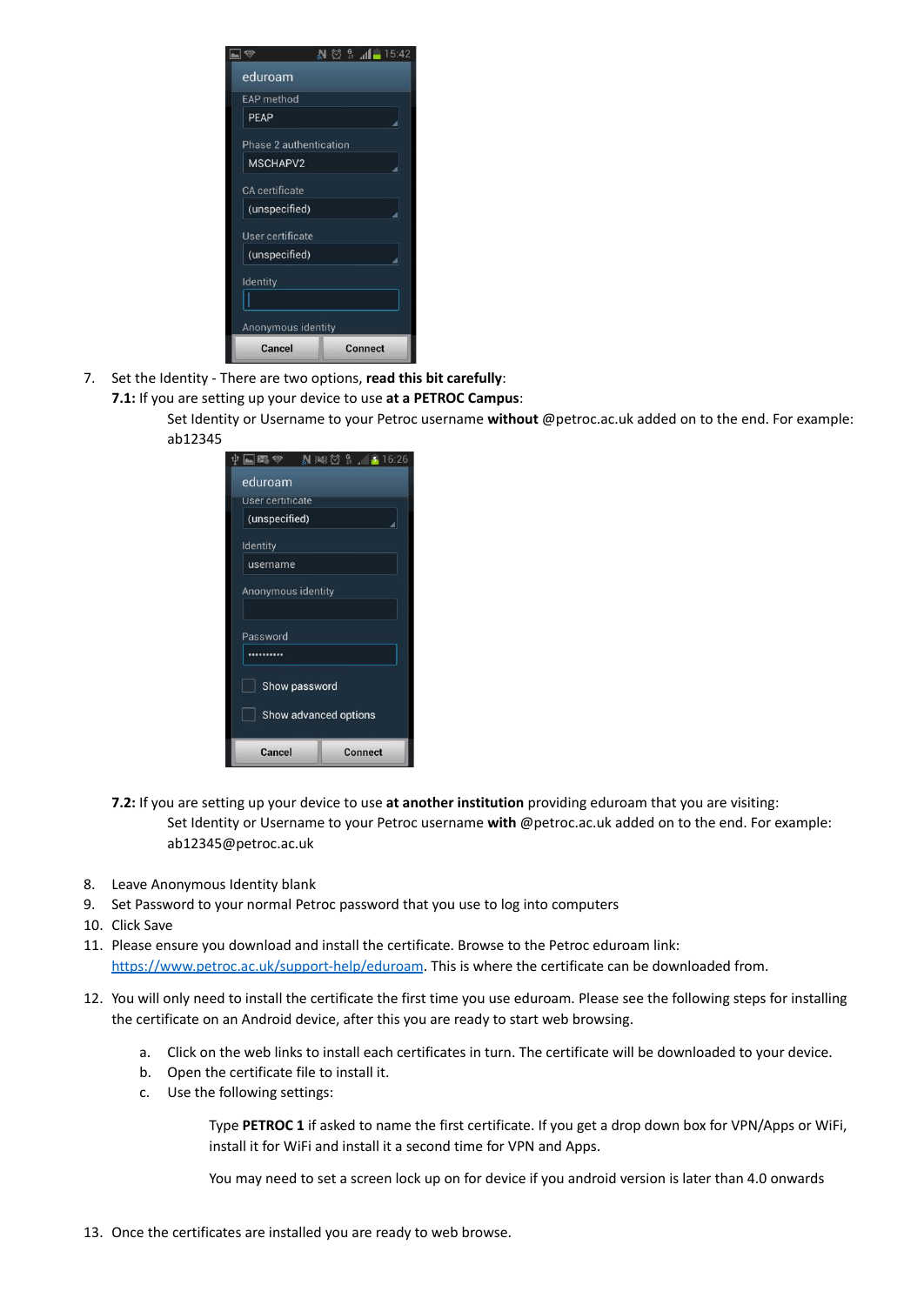7. Set the Identity - There are two options, **read this bit carefully**:

   **7.1:** If you are setting up your device to use **at a PETROC Campus**:

   Set Identity or Username to your Petroc username **without** @petroc.ac.uk added on to the end. For example: ab12345

   **7.2:** If you are setting up your device to use **at another institution** providing eduroam that you are visiting:

   Set Identity or Username to your Petroc username **with** @petroc.ac.uk added on to the end. For example: ab12345@petroc.ac.uk

8. Leave Anonymous Identity blank
9. Set Password to your normal Petroc password that you use to log into computers
10. Click Save
11. Please ensure you download and install the certificate. Browse to the Petroc eduroam link: [https://www.petroc.ac.uk/support-help/eduroam](https://www.petroc.ac.uk/support-help/eduroam). This is where the certificate can be downloaded from.
12. You will only need to install the certificate the first time you use eduroam. Please see the following steps for installing the certificate on an Android device, after this you are ready to start web browsing.

    a. Click on the web links to install each certificates in turn. The certificate will be downloaded to your device.
    b. Open the certificate file to install it.
    c. Use the following settings:

       Type **PETROC 1** if asked to name the first certificate. If you get a drop down box for VPN/Apps or WiFi, install it for WiFi and install it a second time for VPN and Apps.

       You may need to set a screen lock up on for device if you android version is later than 4.0 onwards

13. Once the certificates are installed you are ready to web browse.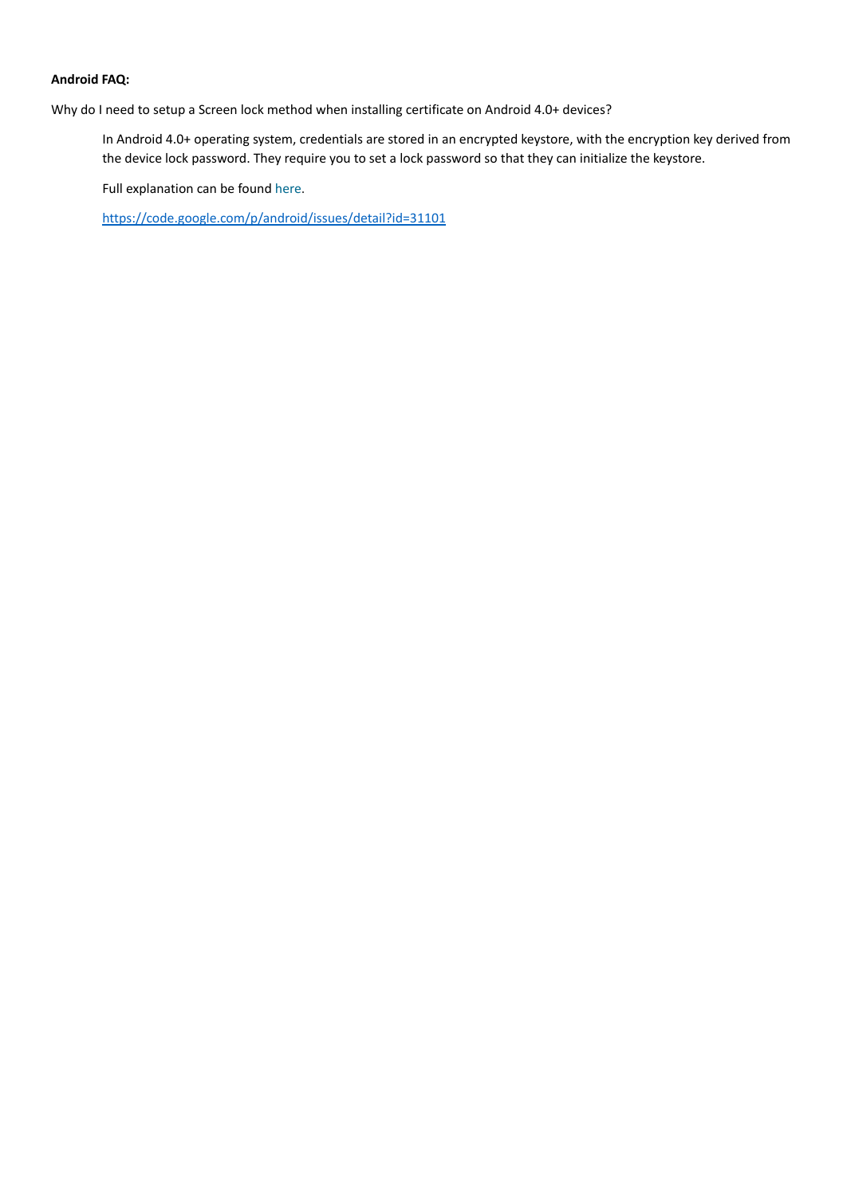**Android FAQ:**

Why do I need to setup a Screen lock method when installing certificate on Android 4.0+ devices?

> In Android 4.0+ operating system, credentials are stored in an encrypted keystore, with the encryption key derived from the device lock password. They require you to set a lock password so that they can initialize the keystore.
>
> Full explanation can be found here.
>
> https://code.google.com/p/android/issues/detail?id=31101